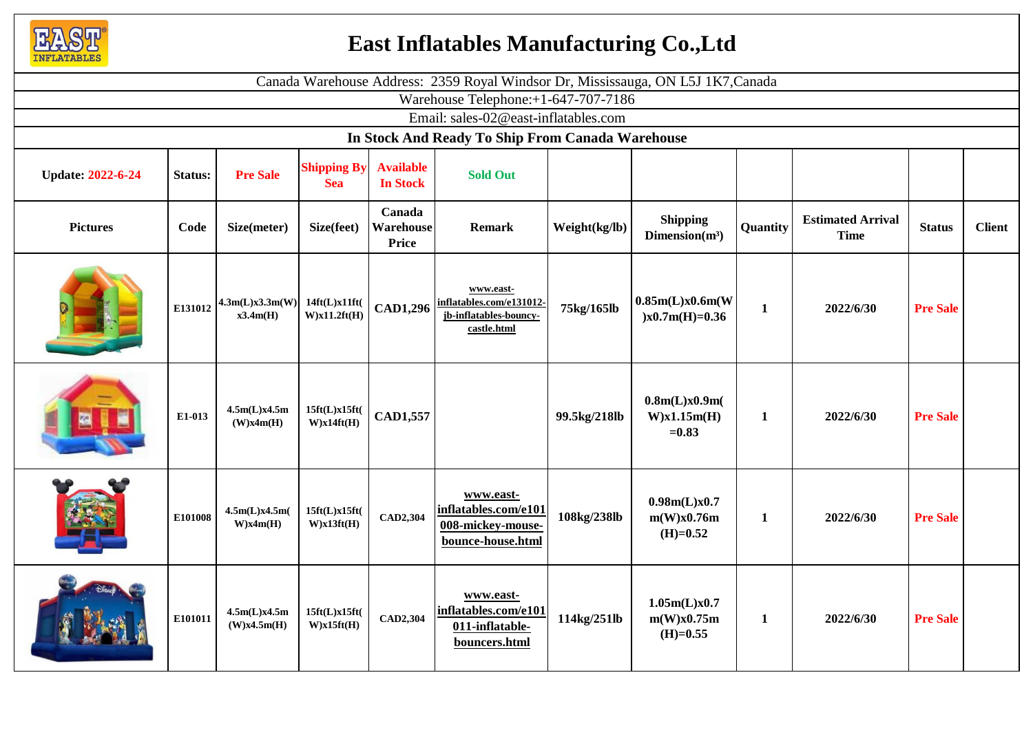# East Inflatables Manufacturing Co.,Ltd

Canada Warehouse Address: 2359 Royal Windsor Dr, Mississauga, ON L5J 1K7,Canada

Warehouse Telephone:+1-647-707-7186

Email: sales-02@east-inflatables.com

**In Stock And Ready To Ship From Canada Warehouse**

| Update: 2022-6-24 | Status: | Pre Sale | Shipping By Sea | Available In Stock | Sold Out | | | | | | |
|---|---|---|---|---|---|---|---|---|---|---|---|
| **Pictures** | **Code** | **Size(meter)** | **Size(feet)** | **Canada Warehouse Price** | **Remark** | **Weight(kg/lb)** | **Shipping Dimension(m³)** | **Quantity** | **Estimated Arrival Time** | **Status** | **Client** |
| | E131012 | 4.3m(L)x3.3m(W)x3.4m(H) | 14ft(L)x11ft(W)x11.2ft(H) | CAD1,296 | www.east-inflatables.com/e131012-jb-inflatables-bouncy-castle.html | 75kg/165lb | 0.85m(L)x0.6m(W)x0.7m(H)=0.36 | 1 | 2022/6/30 | Pre Sale | |
| | E1-013 | 4.5m(L)x4.5m(W)x4m(H) | 15ft(L)x15ft(W)x14ft(H) | CAD1,557 | | 99.5kg/218lb | 0.8m(L)x0.9m(W)x1.15m(H)=0.83 | 1 | 2022/6/30 | Pre Sale | |
| | E101008 | 4.5m(L)x4.5m(W)x4m(H) | 15ft(L)x15ft(W)x13ft(H) | CAD2,304 | www.east-inflatables.com/e101008-mickey-mouse-bounce-house.html | 108kg/238lb | 0.98m(L)x0.7m(W)x0.76m(H)=0.52 | 1 | 2022/6/30 | Pre Sale | |
| | E101011 | 4.5m(L)x4.5m(W)x4.5m(H) | 15ft(L)x15ft(W)x15ft(H) | CAD2,304 | www.east-inflatables.com/e101011-inflatable-bouncers.html | 114kg/251lb | 1.05m(L)x0.7m(W)x0.75m(H)=0.55 | 1 | 2022/6/30 | Pre Sale | |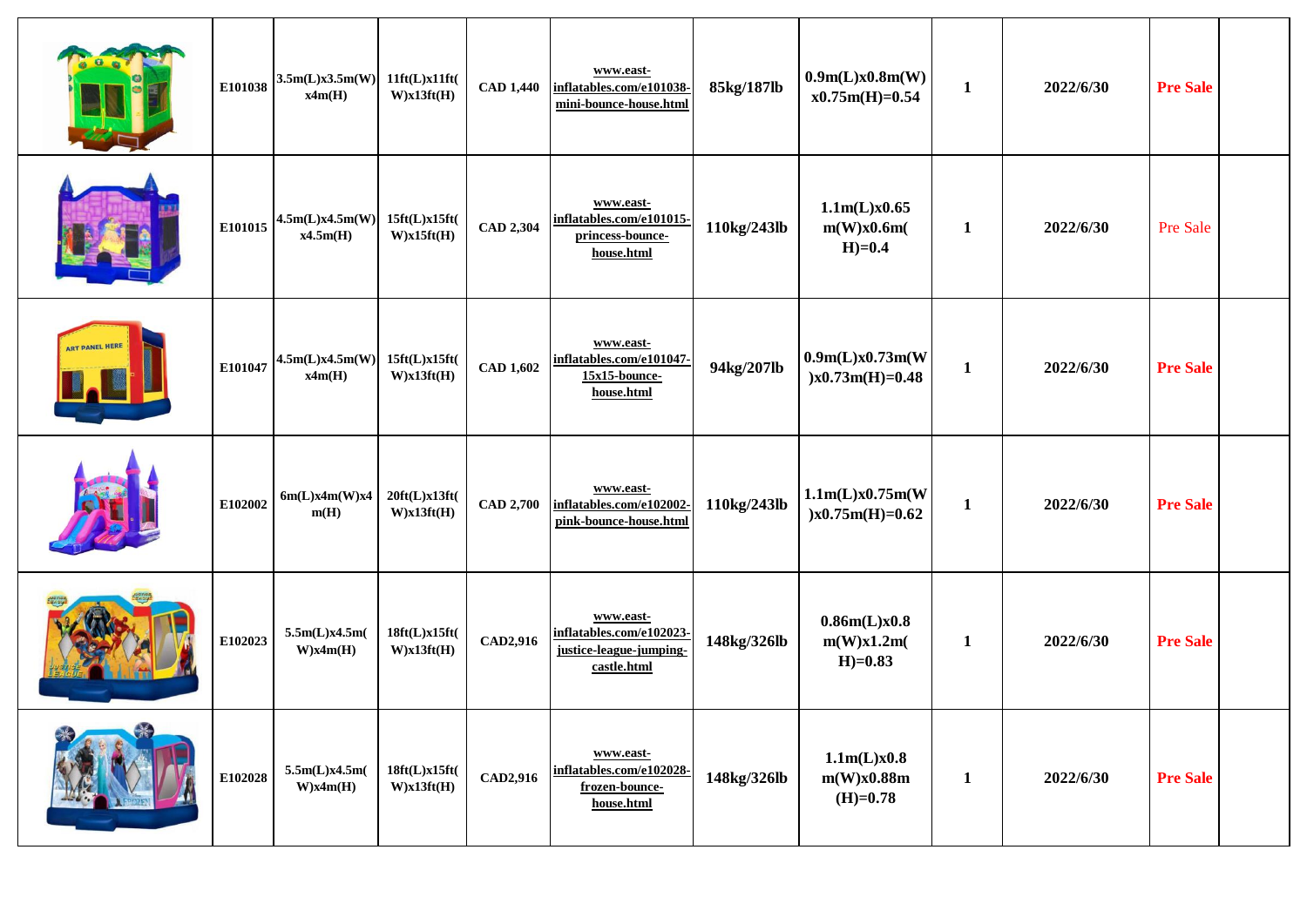| | | | | | | | | | | | |
|---|---|---|---|---|---|---|---|---|---|---|---|
| | E101038 | 3.5m(L)x3.5m(W)x4m(H) | 11ft(L)x11ft(W)x13ft(H) | CAD 1,440 | www.east-inflatables.com/e101038-mini-bounce-house.html | 85kg/187lb | 0.9m(L)x0.8m(W)x0.75m(H)=0.54 | 1 | 2022/6/30 | **Pre Sale** | |
| | E101015 | 4.5m(L)x4.5m(W)x4.5m(H) | 15ft(L)x15ft(W)x15ft(H) | CAD 2,304 | www.east-inflatables.com/e101015-princess-bounce-house.html | 110kg/243lb | 1.1m(L)x0.65m(W)x0.6m(H)=0.4 | 1 | 2022/6/30 | Pre Sale | |
| | E101047 | 4.5m(L)x4.5m(W)x4m(H) | 15ft(L)x15ft(W)x13ft(H) | CAD 1,602 | www.east-inflatables.com/e101047-15x15-bounce-house.html | 94kg/207lb | 0.9m(L)x0.73m(W)x0.73m(H)=0.48 | 1 | 2022/6/30 | **Pre Sale** | |
| | E102002 | 6m(L)x4m(W)x4m(H) | 20ft(L)x13ft(W)x13ft(H) | CAD 2,700 | www.east-inflatables.com/e102002-pink-bounce-house.html | 110kg/243lb | 1.1m(L)x0.75m(W)x0.75m(H)=0.62 | 1 | 2022/6/30 | **Pre Sale** | |
| | E102023 | 5.5m(L)x4.5m(W)x4m(H) | 18ft(L)x15ft(W)x13ft(H) | CAD2,916 | www.east-inflatables.com/e102023-justice-league-jumping-castle.html | 148kg/326lb | 0.86m(L)x0.8m(W)x1.2m(H)=0.83 | 1 | 2022/6/30 | **Pre Sale** | |
| | E102028 | 5.5m(L)x4.5m(W)x4m(H) | 18ft(L)x15ft(W)x13ft(H) | CAD2,916 | www.east-inflatables.com/e102028-frozen-bounce-house.html | 148kg/326lb | 1.1m(L)x0.8m(W)x0.88m(H)=0.78 | 1 | 2022/6/30 | **Pre Sale** | |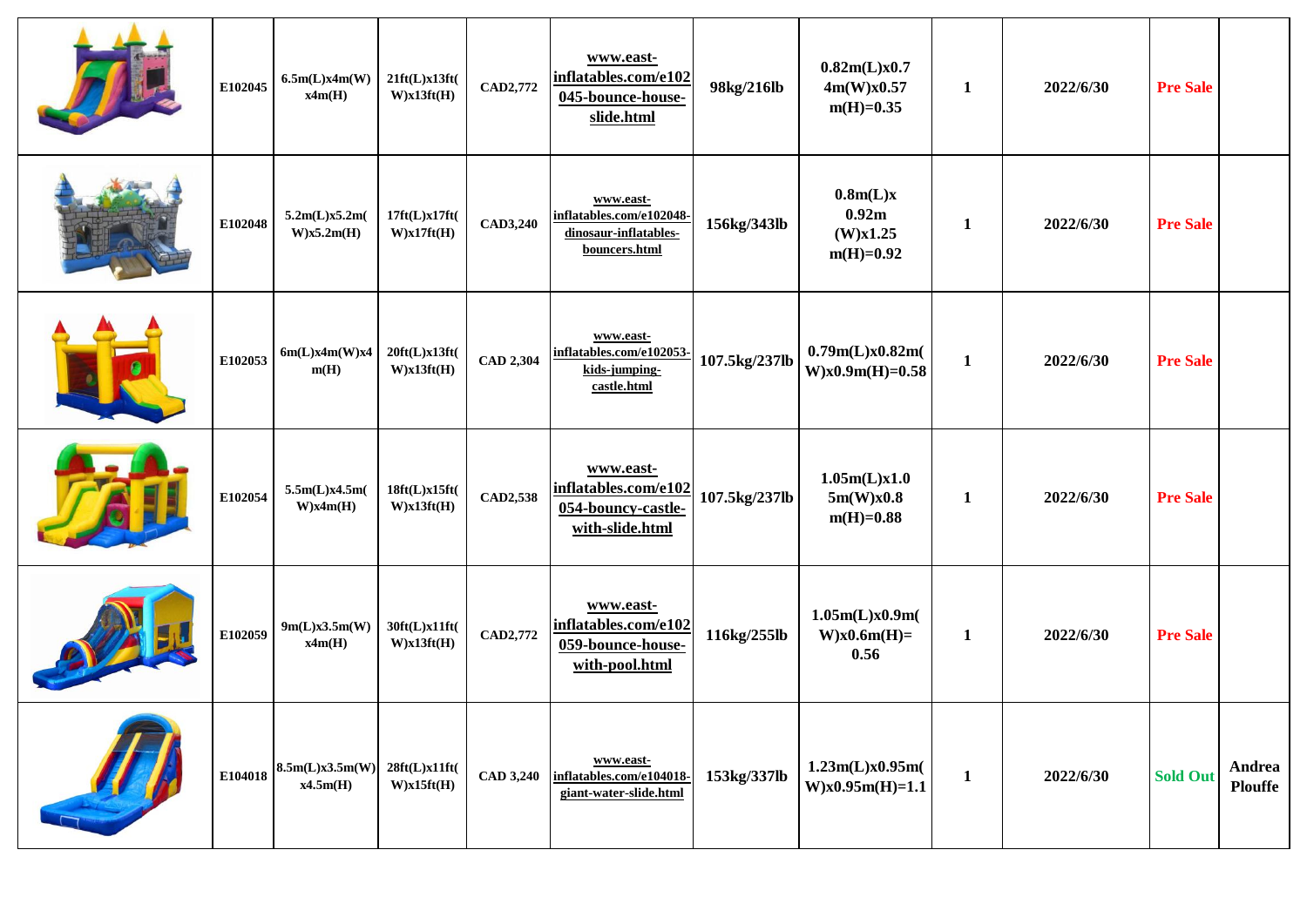| | | | | | | | | | | | |
|---|---|---|---|---|---|---|---|---|---|---|---|
| | E102045 | 6.5m(L)x4m(W)x4m(H) | 21ft(L)x13ft(W)x13ft(H) | CAD2,772 | www.east-inflatables.com/e102045-bounce-house-slide.html | 98kg/216lb | 0.82m(L)x0.74m(W)x0.57m(H)=0.35 | 1 | 2022/6/30 | Pre Sale | |
| | E102048 | 5.2m(L)x5.2m(W)x5.2m(H) | 17ft(L)x17ft(W)x17ft(H) | CAD3,240 | www.east-inflatables.com/e102048-dinosaur-inflatables-bouncers.html | 156kg/343lb | 0.8m(L)x 0.92m (W)x1.25 m(H)=0.92 | 1 | 2022/6/30 | Pre Sale | |
| | E102053 | 6m(L)x4m(W)x4m(H) | 20ft(L)x13ft(W)x13ft(H) | CAD 2,304 | www.east-inflatables.com/e102053-kids-jumping-castle.html | 107.5kg/237lb | 0.79m(L)x0.82m(W)x0.9m(H)=0.58 | 1 | 2022/6/30 | Pre Sale | |
| | E102054 | 5.5m(L)x4.5m(W)x4m(H) | 18ft(L)x15ft(W)x13ft(H) | CAD2,538 | www.east-inflatables.com/e102054-bouncy-castle-with-slide.html | 107.5kg/237lb | 1.05m(L)x1.05m(W)x0.8m(H)=0.88 | 1 | 2022/6/30 | Pre Sale | |
| | E102059 | 9m(L)x3.5m(W)x4m(H) | 30ft(L)x11ft(W)x13ft(H) | CAD2,772 | www.east-inflatables.com/e102059-bounce-house-with-pool.html | 116kg/255lb | 1.05m(L)x0.9m(W)x0.6m(H)=0.56 | 1 | 2022/6/30 | Pre Sale | |
| | E104018 | 8.5m(L)x3.5m(W)x4.5m(H) | 28ft(L)x11ft(W)x15ft(H) | CAD 3,240 | www.east-inflatables.com/e104018-giant-water-slide.html | 153kg/337lb | 1.23m(L)x0.95m(W)x0.95m(H)=1.1 | 1 | 2022/6/30 | Sold Out | Andrea Plouffe |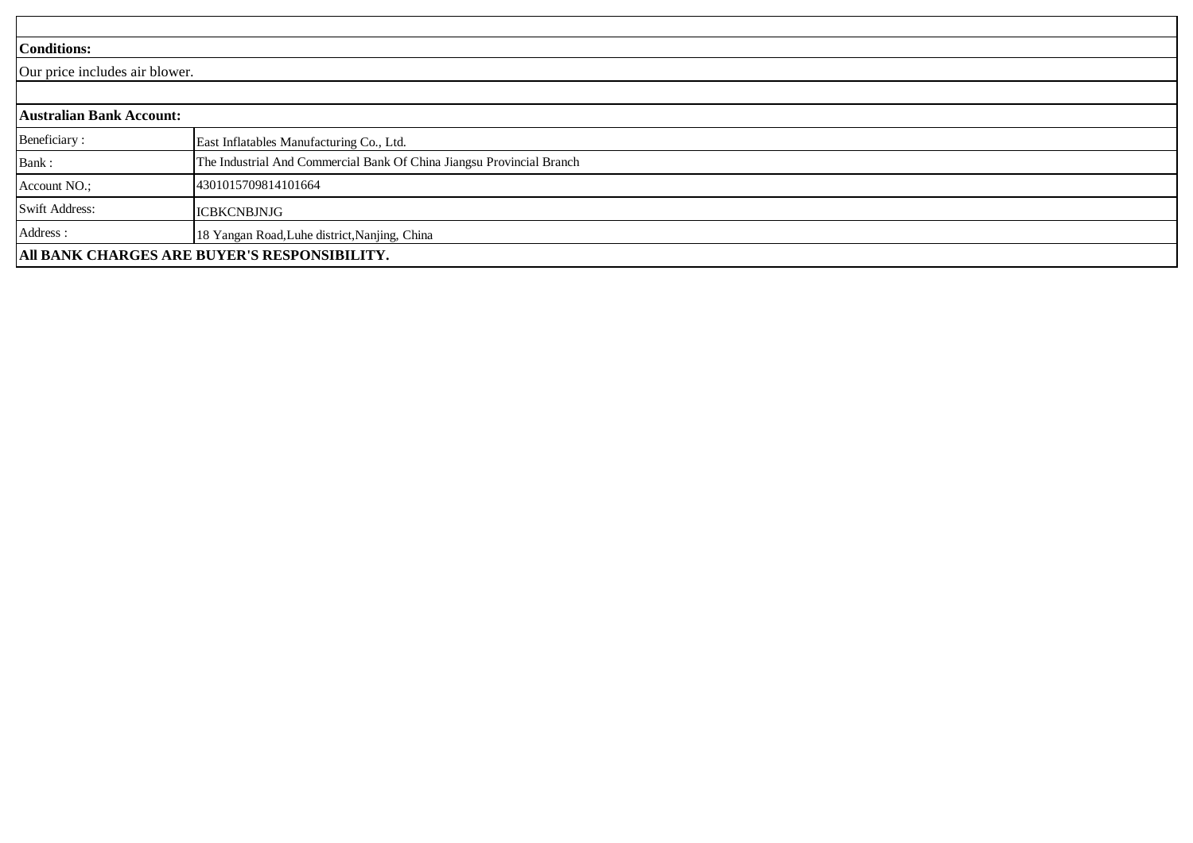**Conditions:**

Our price includes air blower.

**Australian Bank Account:**

| | |
|---|---|
| Beneficiary : | East Inflatables Manufacturing Co., Ltd. |
| Bank : | The Industrial And Commercial Bank Of China Jiangsu Provincial Branch |
| Account NO.; | 4301015709814101664 |
| Swift Address: | ICBKCNBJNJG |
| Address : | 18 Yangan Road,Luhe district,Nanjing, China |

**All BANK CHARGES ARE BUYER'S RESPONSIBILITY.**